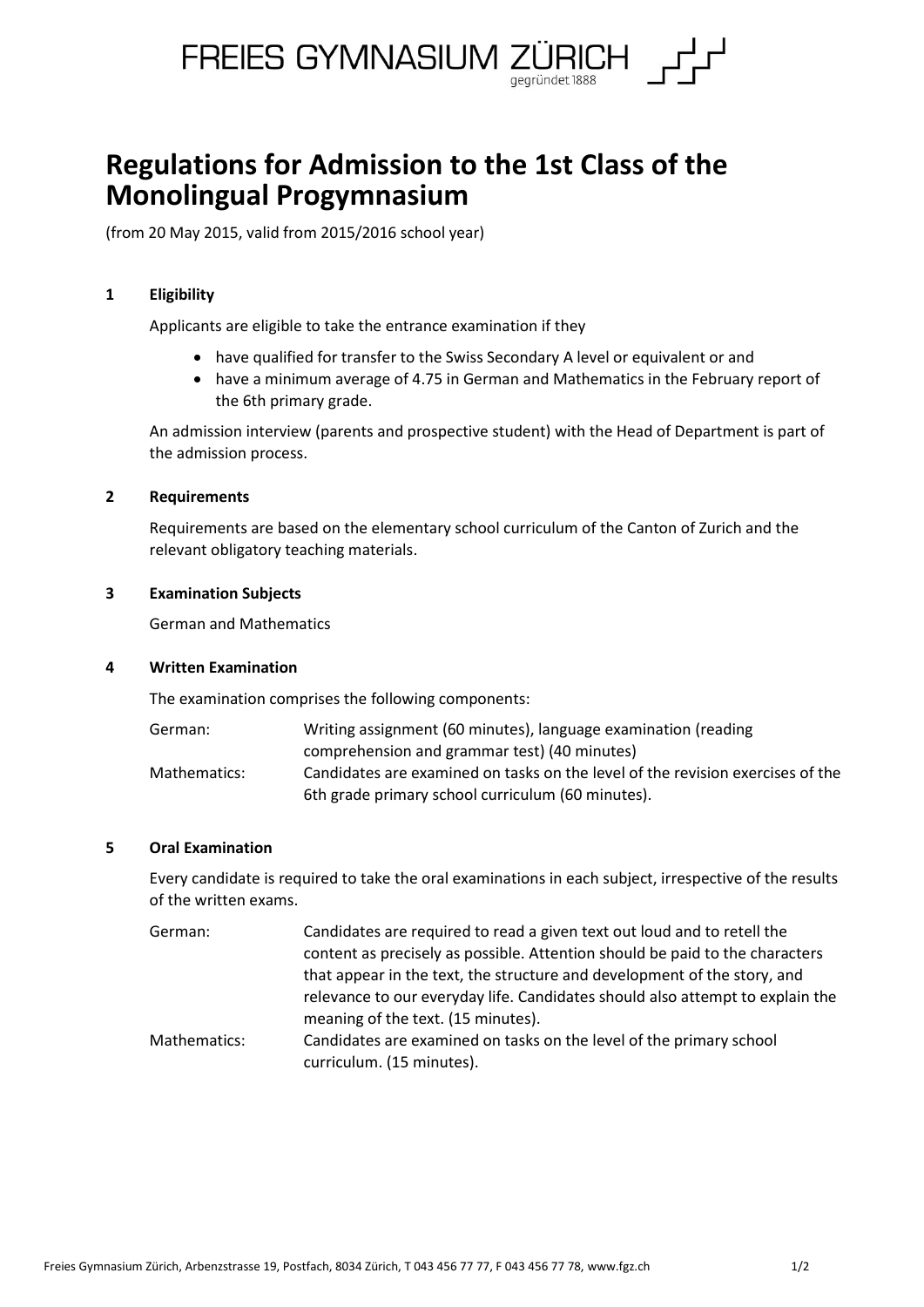FREIES GYMNASIUM ZÜRICH
gegründet 1888

# Regulations for Admission to the 1st Class of the Monolingual Progymnasium

(from 20 May 2015, valid from 2015/2016 school year)

## 1 Eligibility

Applicants are eligible to take the entrance examination if they

- have qualified for transfer to the Swiss Secondary A level or equivalent or and
- have a minimum average of 4.75 in German and Mathematics in the February report of the 6th primary grade.

An admission interview (parents and prospective student) with the Head of Department is part of the admission process.

## 2 Requirements

Requirements are based on the elementary school curriculum of the Canton of Zurich and the relevant obligatory teaching materials.

## 3 Examination Subjects

German and Mathematics

## 4 Written Examination

The examination comprises the following components:

German: Writing assignment (60 minutes), language examination (reading comprehension and grammar test) (40 minutes)

Mathematics: Candidates are examined on tasks on the level of the revision exercises of the 6th grade primary school curriculum (60 minutes).

## 5 Oral Examination

Every candidate is required to take the oral examinations in each subject, irrespective of the results of the written exams.

German: Candidates are required to read a given text out loud and to retell the content as precisely as possible. Attention should be paid to the characters that appear in the text, the structure and development of the story, and relevance to our everyday life. Candidates should also attempt to explain the meaning of the text. (15 minutes).

Mathematics: Candidates are examined on tasks on the level of the primary school curriculum. (15 minutes).

Freies Gymnasium Zürich, Arbenzstrasse 19, Postfach, 8034 Zürich, T 043 456 77 77, F 043 456 77 78, www.fgz.ch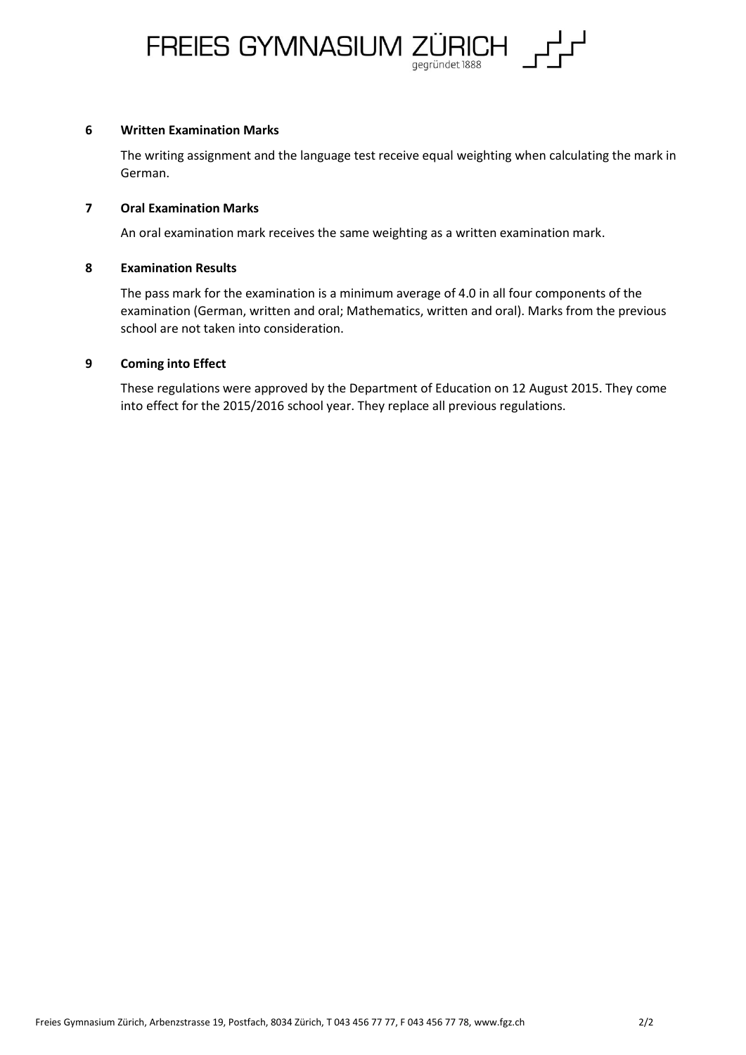## 6 Written Examination Marks

The writing assignment and the language test receive equal weighting when calculating the mark in German.

## 7 Oral Examination Marks

An oral examination mark receives the same weighting as a written examination mark.

## 8 Examination Results

The pass mark for the examination is a minimum average of 4.0 in all four components of the examination (German, written and oral; Mathematics, written and oral). Marks from the previous school are not taken into consideration.

## 9 Coming into Effect

These regulations were approved by the Department of Education on 12 August 2015. They come into effect for the 2015/2016 school year. They replace all previous regulations.